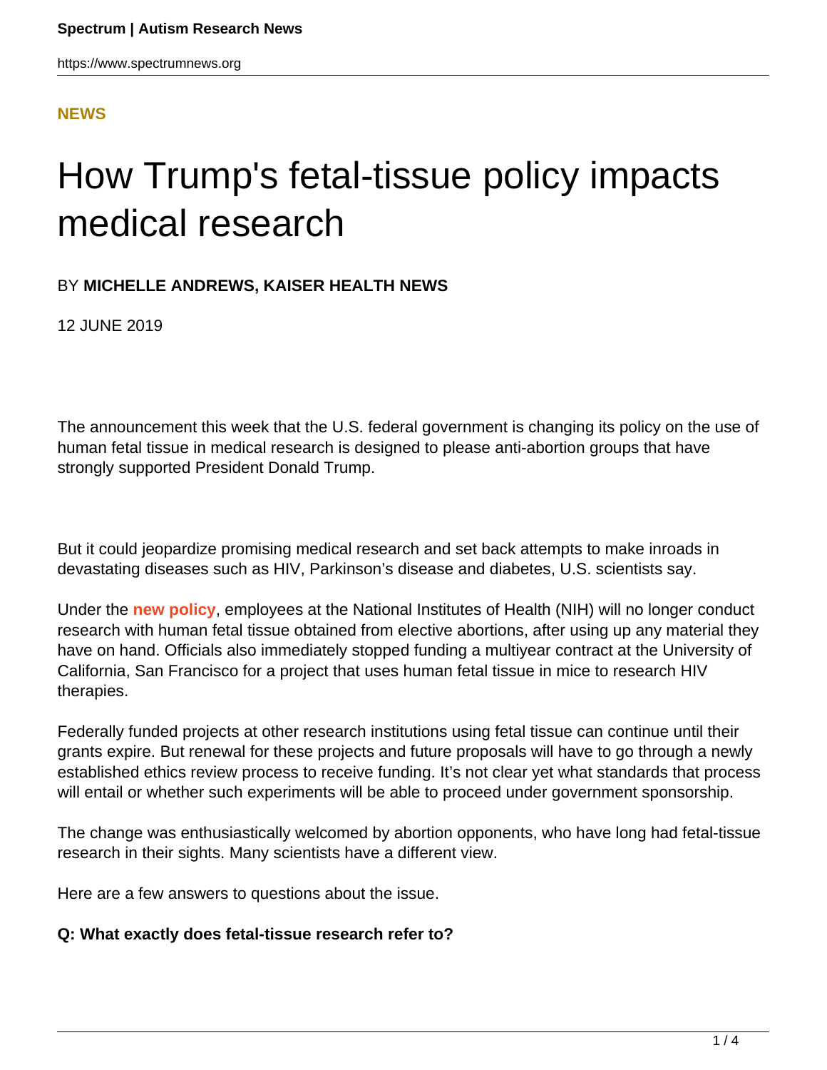**NEWS**

# How Trump's fetal-tissue policy impacts medical research

BY **MICHELLE ANDREWS, KAISER HEALTH NEWS**

12 JUNE 2019

The announcement this week that the U.S. federal government is changing its policy on the use of human fetal tissue in medical research is designed to please anti-abortion groups that have strongly supported President Donald Trump.

But it could jeopardize promising medical research and set back attempts to make inroads in devastating diseases such as HIV, Parkinson's disease and diabetes, U.S. scientists say.

Under the **new policy**, employees at the National Institutes of Health (NIH) will no longer conduct research with human fetal tissue obtained from elective abortions, after using up any material they have on hand. Officials also immediately stopped funding a multiyear contract at the University of California, San Francisco for a project that uses human fetal tissue in mice to research HIV therapies.

Federally funded projects at other research institutions using fetal tissue can continue until their grants expire. But renewal for these projects and future proposals will have to go through a newly established ethics review process to receive funding. It's not clear yet what standards that process will entail or whether such experiments will be able to proceed under government sponsorship.

The change was enthusiastically welcomed by abortion opponents, who have long had fetal-tissue research in their sights. Many scientists have a different view.

Here are a few answers to questions about the issue.

**Q: What exactly does fetal-tissue research refer to?**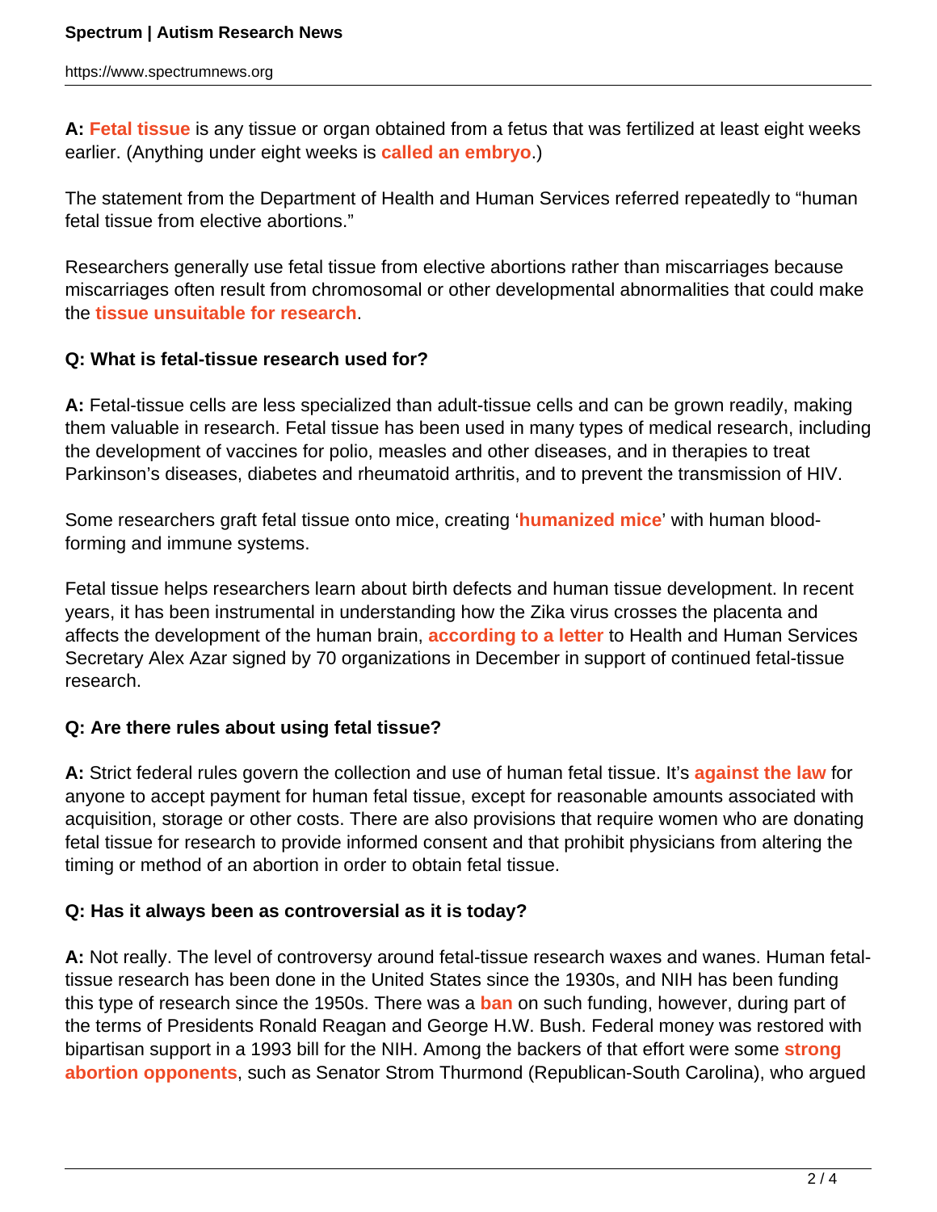**A:** Fetal tissue is any tissue or organ obtained from a fetus that was fertilized at least eight weeks earlier. (Anything under eight weeks is called an embryo.)

The statement from the Department of Health and Human Services referred repeatedly to "human fetal tissue from elective abortions."

Researchers generally use fetal tissue from elective abortions rather than miscarriages because miscarriages often result from chromosomal or other developmental abnormalities that could make the tissue unsuitable for research.

**Q: What is fetal-tissue research used for?**

**A:** Fetal-tissue cells are less specialized than adult-tissue cells and can be grown readily, making them valuable in research. Fetal tissue has been used in many types of medical research, including the development of vaccines for polio, measles and other diseases, and in therapies to treat Parkinson's diseases, diabetes and rheumatoid arthritis, and to prevent the transmission of HIV.

Some researchers graft fetal tissue onto mice, creating 'humanized mice' with human blood-forming and immune systems.

Fetal tissue helps researchers learn about birth defects and human tissue development. In recent years, it has been instrumental in understanding how the Zika virus crosses the placenta and affects the development of the human brain, according to a letter to Health and Human Services Secretary Alex Azar signed by 70 organizations in December in support of continued fetal-tissue research.

**Q: Are there rules about using fetal tissue?**

**A:** Strict federal rules govern the collection and use of human fetal tissue. It's against the law for anyone to accept payment for human fetal tissue, except for reasonable amounts associated with acquisition, storage or other costs. There are also provisions that require women who are donating fetal tissue for research to provide informed consent and that prohibit physicians from altering the timing or method of an abortion in order to obtain fetal tissue.

**Q: Has it always been as controversial as it is today?**

**A:** Not really. The level of controversy around fetal-tissue research waxes and wanes. Human fetal-tissue research has been done in the United States since the 1930s, and NIH has been funding this type of research since the 1950s. There was a ban on such funding, however, during part of the terms of Presidents Ronald Reagan and George H.W. Bush. Federal money was restored with bipartisan support in a 1993 bill for the NIH. Among the backers of that effort were some strong abortion opponents, such as Senator Strom Thurmond (Republican-South Carolina), who argued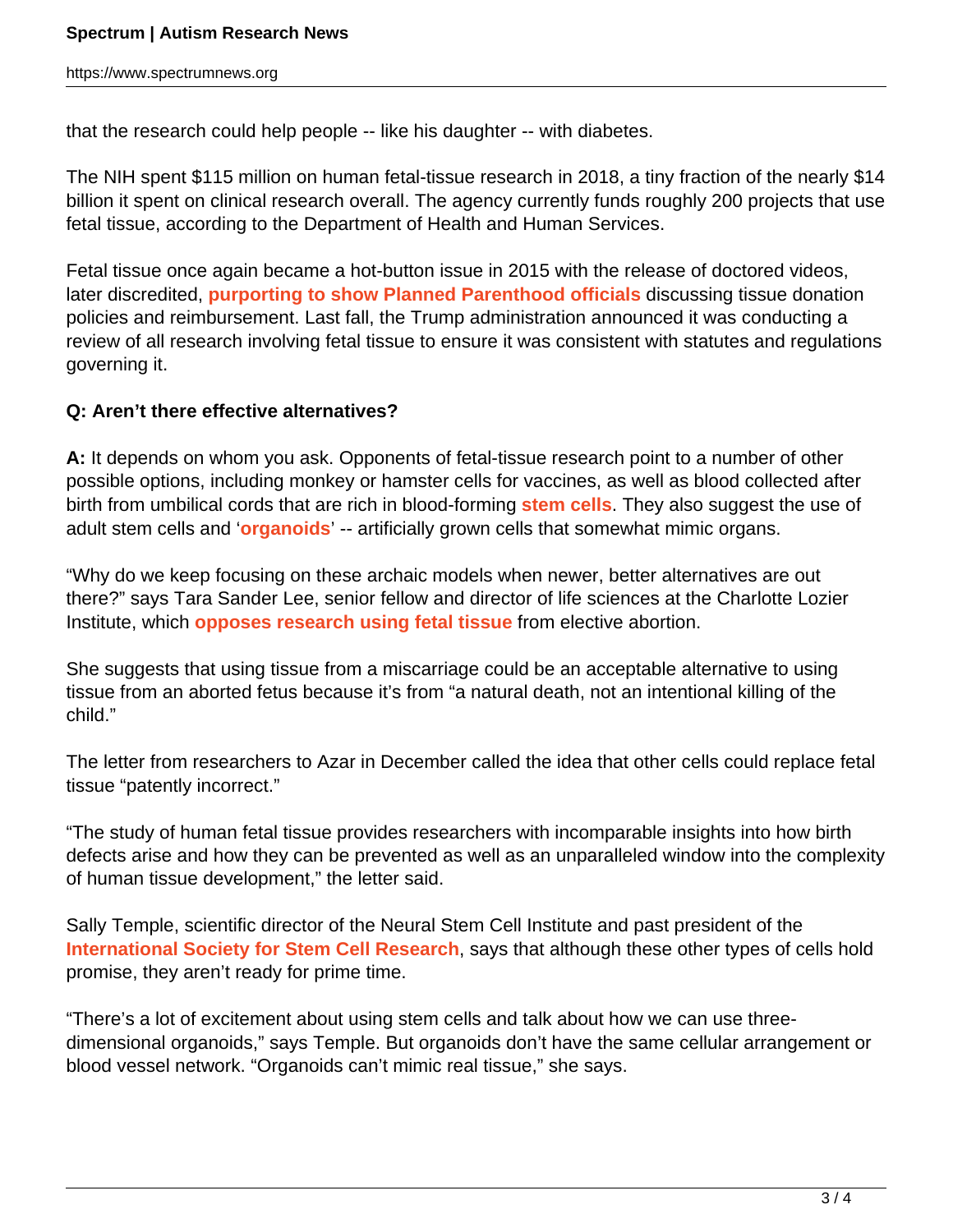that the research could help people -- like his daughter -- with diabetes.

The NIH spent $115 million on human fetal-tissue research in 2018, a tiny fraction of the nearly $14 billion it spent on clinical research overall. The agency currently funds roughly 200 projects that use fetal tissue, according to the Department of Health and Human Services.

Fetal tissue once again became a hot-button issue in 2015 with the release of doctored videos, later discredited, **purporting to show Planned Parenthood officials** discussing tissue donation policies and reimbursement. Last fall, the Trump administration announced it was conducting a review of all research involving fetal tissue to ensure it was consistent with statutes and regulations governing it.

**Q: Aren't there effective alternatives?**

**A:** It depends on whom you ask. Opponents of fetal-tissue research point to a number of other possible options, including monkey or hamster cells for vaccines, as well as blood collected after birth from umbilical cords that are rich in blood-forming **stem cells**. They also suggest the use of adult stem cells and '**organoids**' -- artificially grown cells that somewhat mimic organs.

"Why do we keep focusing on these archaic models when newer, better alternatives are out there?" says Tara Sander Lee, senior fellow and director of life sciences at the Charlotte Lozier Institute, which **opposes research using fetal tissue** from elective abortion.

She suggests that using tissue from a miscarriage could be an acceptable alternative to using tissue from an aborted fetus because it's from "a natural death, not an intentional killing of the child."

The letter from researchers to Azar in December called the idea that other cells could replace fetal tissue "patently incorrect."

"The study of human fetal tissue provides researchers with incomparable insights into how birth defects arise and how they can be prevented as well as an unparalleled window into the complexity of human tissue development," the letter said.

Sally Temple, scientific director of the Neural Stem Cell Institute and past president of the **International Society for Stem Cell Research**, says that although these other types of cells hold promise, they aren't ready for prime time.

"There's a lot of excitement about using stem cells and talk about how we can use three-dimensional organoids," says Temple. But organoids don't have the same cellular arrangement or blood vessel network. "Organoids can't mimic real tissue," she says.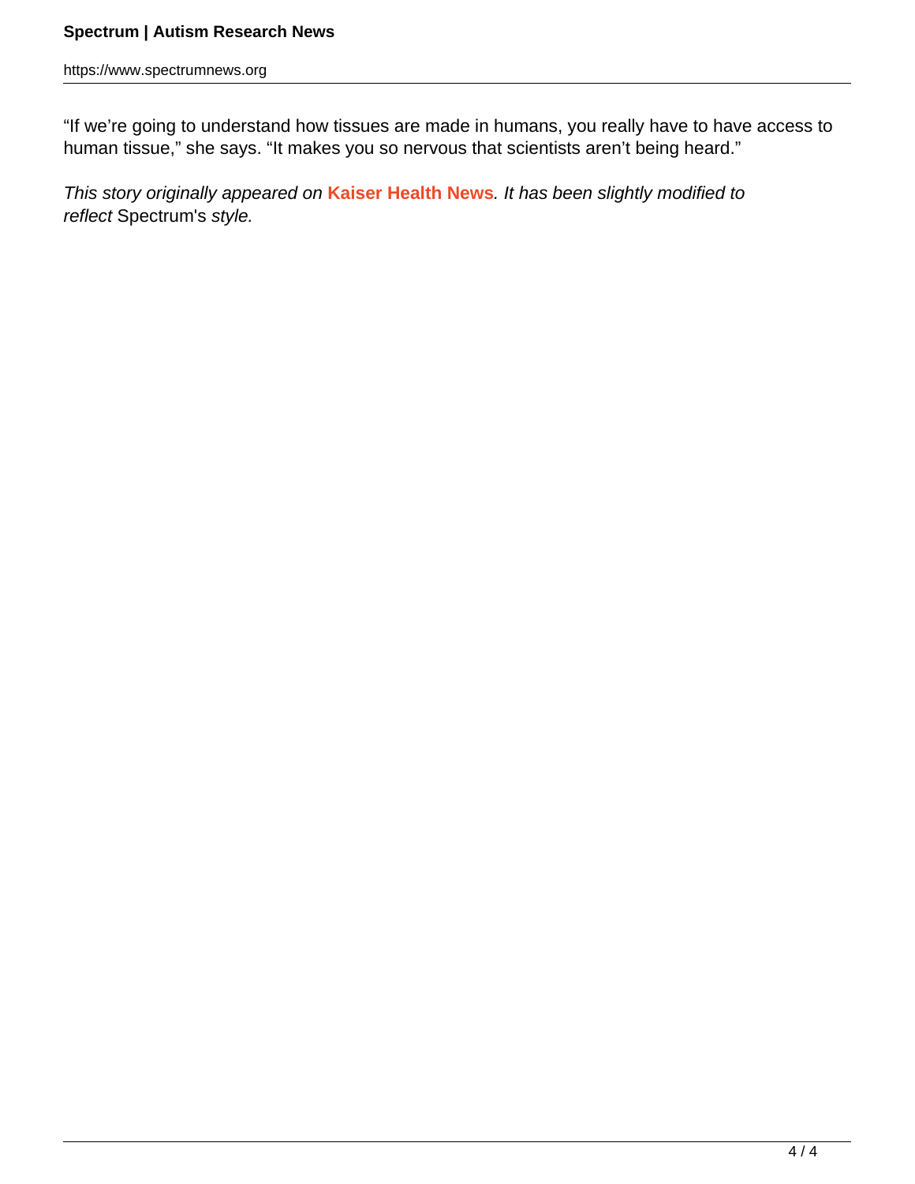“If we’re going to understand how tissues are made in humans, you really have to have access to human tissue,” she says. “It makes you so nervous that scientists aren’t being heard.”

*This story originally appeared on* **Kaiser Health News***. It has been slightly modified to reflect* Spectrum's *style.*